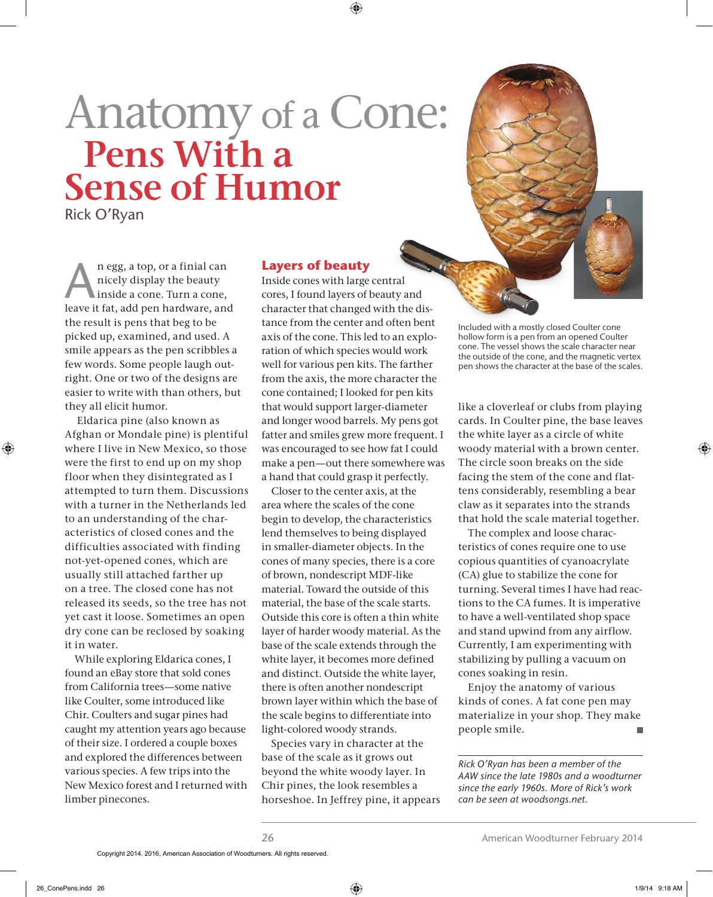# Anatomy of a Cone: Pens With a Sense of Humor

Rick O'Ryan

An egg, a top, or a finial can nicely display the beauty inside a cone. Turn a cone, leave it fat, add pen hardware, and the result is pens that beg to be picked up, examined, and used. A smile appears as the pen scribbles a few words. Some people laugh outright. One or two of the designs are easier to write with than others, but they all elicit humor.

Eldarica pine (also known as Afghan or Mondale pine) is plentiful where I live in New Mexico, so those were the first to end up on my shop floor when they disintegrated as I attempted to turn them. Discussions with a turner in the Netherlands led to an understanding of the characteristics of closed cones and the difficulties associated with finding not-yet-opened cones, which are usually still attached farther up on a tree. The closed cone has not released its seeds, so the tree has not yet cast it loose. Sometimes an open dry cone can be reclosed by soaking it in water.

While exploring Eldarica cones, I found an eBay store that sold cones from California trees—some native like Coulter, some introduced like Chir. Coulters and sugar pines had caught my attention years ago because of their size. I ordered a couple boxes and explored the differences between various species. A few trips into the New Mexico forest and I returned with limber pinecones.

## Layers of beauty

Inside cones with large central cores, I found layers of beauty and character that changed with the distance from the center and often bent axis of the cone. This led to an exploration of which species would work well for various pen kits. The farther from the axis, the more character the cone contained; I looked for pen kits that would support larger-diameter and longer wood barrels. My pens got fatter and smiles grew more frequent. I was encouraged to see how fat I could make a pen—out there somewhere was a hand that could grasp it perfectly.

Closer to the center axis, at the area where the scales of the cone begin to develop, the characteristics lend themselves to being displayed in smaller-diameter objects. In the cones of many species, there is a core of brown, nondescript MDF-like material. Toward the outside of this material, the base of the scale starts. Outside this core is often a thin white layer of harder woody material. As the base of the scale extends through the white layer, it becomes more defined and distinct. Outside the white layer, there is often another nondescript brown layer within which the base of the scale begins to differentiate into light-colored woody strands.

Species vary in character at the base of the scale as it grows out beyond the white woody layer. In Chir pines, the look resembles a horseshoe. In Jeffrey pine, it appears like a cloverleaf or clubs from playing cards. In Coulter pine, the base leaves the white layer as a circle of white woody material with a brown center. The circle soon breaks on the side facing the stem of the cone and flattens considerably, resembling a bear claw as it separates into the strands that hold the scale material together.

The complex and loose characteristics of cones require one to use copious quantities of cyanoacrylate (CA) glue to stabilize the cone for turning. Several times I have had reactions to the CA fumes. It is imperative to have a well-ventilated shop space and stand upwind from any airflow. Currently, I am experimenting with stabilizing by pulling a vacuum on cones soaking in resin.

Enjoy the anatomy of various kinds of cones. A fat cone pen may materialize in your shop. They make people smile.

Included with a mostly closed Coulter cone hollow form is a pen from an opened Coulter cone. The vessel shows the scale character near the outside of the cone, and the magnetic vertex pen shows the character at the base of the scales.

*Rick O'Ryan has been a member of the AAW since the late 1980s and a woodturner since the early 1960s. More of Rick's work can be seen at woodsongs.net.*

Copyright 2014, 2016, American Association of Woodturners. All rights reserved.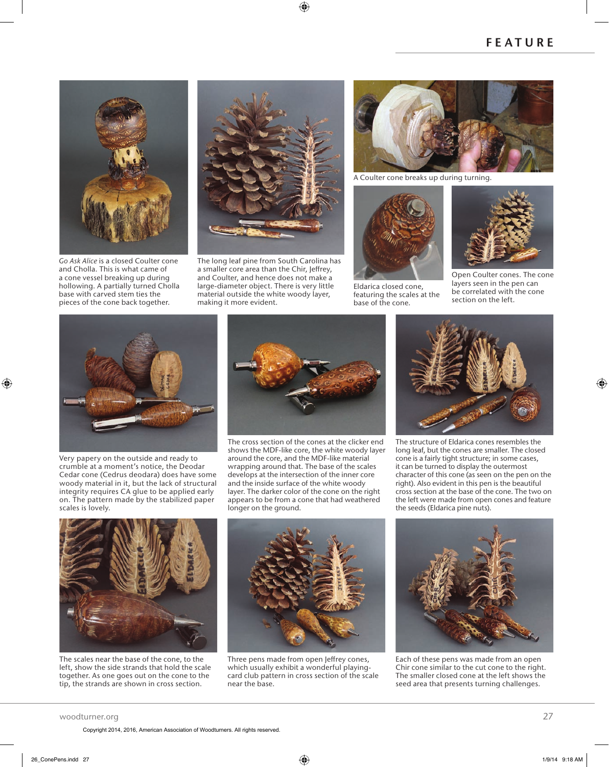*Go Ask Alice* is a closed Coulter cone and Cholla. This is what came of a cone vessel breaking up during hollowing. A partially turned Cholla base with carved stem ties the pieces of the cone back together.

The long leaf pine from South Carolina has a smaller core area than the Chir, Jeffrey, and Coulter, and hence does not make a large-diameter object. There is very little material outside the white woody layer, making it more evident.

A Coulter cone breaks up during turning.

Eldarica closed cone, featuring the scales at the base of the cone.

Open Coulter cones. The cone layers seen in the pen can be correlated with the cone section on the left.

Very papery on the outside and ready to crumble at a moment's notice, the Deodar Cedar cone (Cedrus deodara) does have some woody material in it, but the lack of structural integrity requires CA glue to be applied early on. The pattern made by the stabilized paper scales is lovely.

The cross section of the cones at the clicker end shows the MDF-like core, the white woody layer around the core, and the MDF-like material wrapping around that. The base of the scales develops at the intersection of the inner core and the inside surface of the white woody layer. The darker color of the cone on the right appears to be from a cone that had weathered longer on the ground.

The structure of Eldarica cones resembles the long leaf, but the cones are smaller. The closed cone is a fairly tight structure; in some cases, it can be turned to display the outermost character of this cone (as seen on the pen on the right). Also evident in this pen is the beautiful cross section at the base of the cone. The two on the left were made from open cones and feature the seeds (Eldarica pine nuts).

The scales near the base of the cone, to the left, show the side strands that hold the scale together. As one goes out on the cone to the tip, the strands are shown in cross section.

Three pens made from open Jeffrey cones, which usually exhibit a wonderful playing-card club pattern in cross section of the scale near the base.

Each of these pens was made from an open Chir cone similar to the cut cone to the right. The smaller closed cone at the left shows the seed area that presents turning challenges.

Copyright 2014, 2016, American Association of Woodturners. All rights reserved.